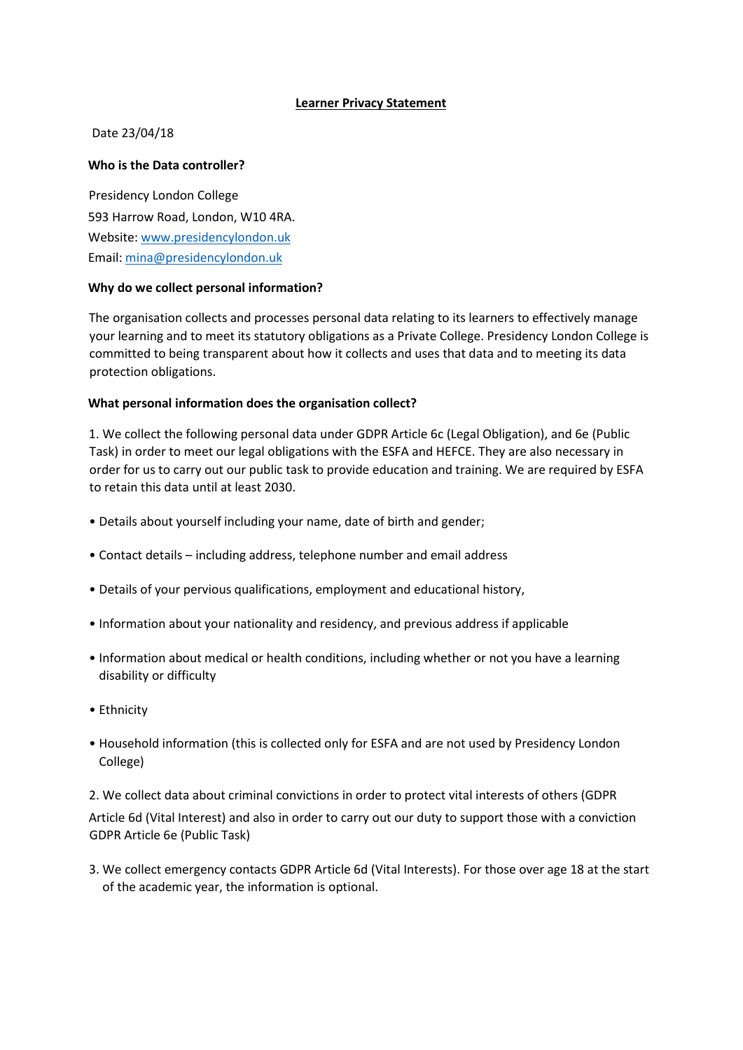# Learner Privacy Statement

Date 23/04/18

**Who is the Data controller?**

Presidency London College
593 Harrow Road, London, W10 4RA.
Website: [www.presidencylondon.uk](http://www.presidencylondon.uk)
Email: [mina@presidencylondon.uk](mailto:mina@presidencylondon.uk)

**Why do we collect personal information?**

The organisation collects and processes personal data relating to its learners to effectively manage your learning and to meet its statutory obligations as a Private College. Presidency London College is committed to being transparent about how it collects and uses that data and to meeting its data protection obligations.

**What personal information does the organisation collect?**

1. We collect the following personal data under GDPR Article 6c (Legal Obligation), and 6e (Public Task) in order to meet our legal obligations with the ESFA and HEFCE. They are also necessary in order for us to carry out our public task to provide education and training. We are required by ESFA to retain this data until at least 2030.

- Details about yourself including your name, date of birth and gender;
- Contact details – including address, telephone number and email address
- Details of your pervious qualifications, employment and educational history,
- Information about your nationality and residency, and previous address if applicable
- Information about medical or health conditions, including whether or not you have a learning disability or difficulty
- Ethnicity
- Household information (this is collected only for ESFA and are not used by Presidency London College)

2. We collect data about criminal convictions in order to protect vital interests of others (GDPR Article 6d (Vital Interest) and also in order to carry out our duty to support those with a conviction GDPR Article 6e (Public Task)

3. We collect emergency contacts GDPR Article 6d (Vital Interests). For those over age 18 at the start of the academic year, the information is optional.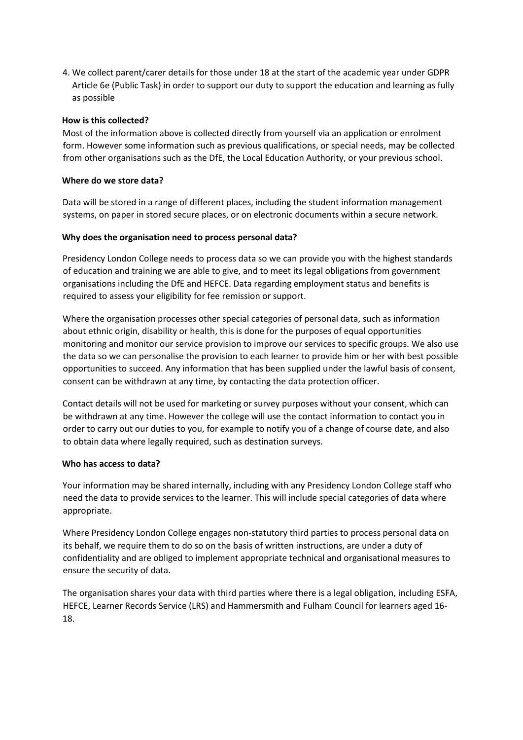4. We collect parent/carer details for those under 18 at the start of the academic year under GDPR Article 6e (Public Task) in order to support our duty to support the education and learning as fully as possible

**How is this collected?**

Most of the information above is collected directly from yourself via an application or enrolment form. However some information such as previous qualifications, or special needs, may be collected from other organisations such as the DfE, the Local Education Authority, or your previous school.

**Where do we store data?**

Data will be stored in a range of different places, including the student information management systems, on paper in stored secure places, or on electronic documents within a secure network.

**Why does the organisation need to process personal data?**

Presidency London College needs to process data so we can provide you with the highest standards of education and training we are able to give, and to meet its legal obligations from government organisations including the DfE and HEFCE. Data regarding employment status and benefits is required to assess your eligibility for fee remission or support.

Where the organisation processes other special categories of personal data, such as information about ethnic origin, disability or health, this is done for the purposes of equal opportunities monitoring and monitor our service provision to improve our services to specific groups. We also use the data so we can personalise the provision to each learner to provide him or her with best possible opportunities to succeed. Any information that has been supplied under the lawful basis of consent, consent can be withdrawn at any time, by contacting the data protection officer.

Contact details will not be used for marketing or survey purposes without your consent, which can be withdrawn at any time. However the college will use the contact information to contact you in order to carry out our duties to you, for example to notify you of a change of course date, and also to obtain data where legally required, such as destination surveys.

**Who has access to data?**

Your information may be shared internally, including with any Presidency London College staff who need the data to provide services to the learner. This will include special categories of data where appropriate.

Where Presidency London College engages non-statutory third parties to process personal data on its behalf, we require them to do so on the basis of written instructions, are under a duty of confidentiality and are obliged to implement appropriate technical and organisational measures to ensure the security of data.

The organisation shares your data with third parties where there is a legal obligation, including ESFA, HEFCE, Learner Records Service (LRS) and Hammersmith and Fulham Council for learners aged 16-18.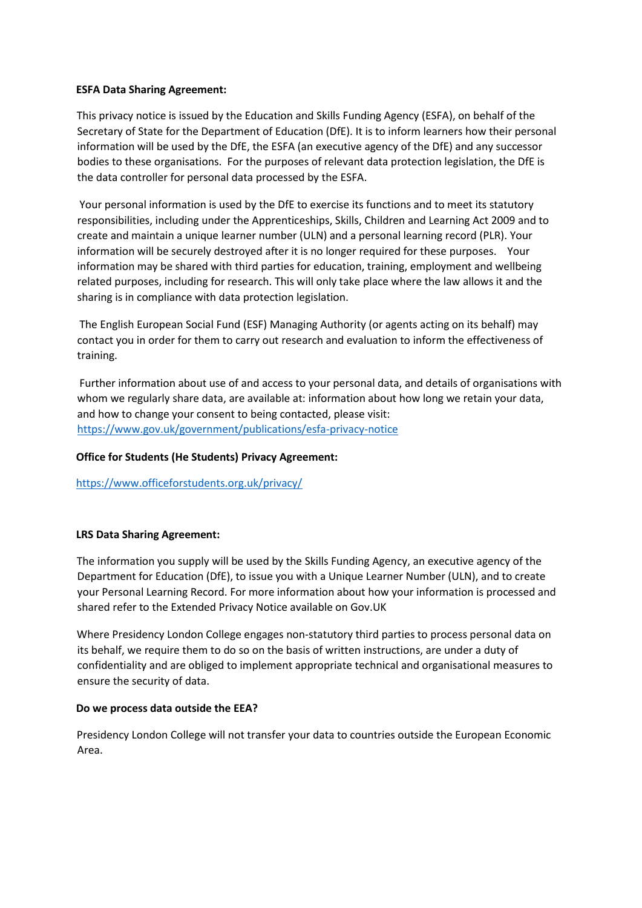**ESFA Data Sharing Agreement:**

This privacy notice is issued by the Education and Skills Funding Agency (ESFA), on behalf of the Secretary of State for the Department of Education (DfE). It is to inform learners how their personal information will be used by the DfE, the ESFA (an executive agency of the DfE) and any successor bodies to these organisations. For the purposes of relevant data protection legislation, the DfE is the data controller for personal data processed by the ESFA.

Your personal information is used by the DfE to exercise its functions and to meet its statutory responsibilities, including under the Apprenticeships, Skills, Children and Learning Act 2009 and to create and maintain a unique learner number (ULN) and a personal learning record (PLR). Your information will be securely destroyed after it is no longer required for these purposes. Your information may be shared with third parties for education, training, employment and wellbeing related purposes, including for research. This will only take place where the law allows it and the sharing is in compliance with data protection legislation.

The English European Social Fund (ESF) Managing Authority (or agents acting on its behalf) may contact you in order for them to carry out research and evaluation to inform the effectiveness of training.

Further information about use of and access to your personal data, and details of organisations with whom we regularly share data, are available at: information about how long we retain your data, and how to change your consent to being contacted, please visit: https://www.gov.uk/government/publications/esfa-privacy-notice

**Office for Students (He Students) Privacy Agreement:**

https://www.officeforstudents.org.uk/privacy/

**LRS Data Sharing Agreement:**

The information you supply will be used by the Skills Funding Agency, an executive agency of the Department for Education (DfE), to issue you with a Unique Learner Number (ULN), and to create your Personal Learning Record. For more information about how your information is processed and shared refer to the Extended Privacy Notice available on Gov.UK

Where Presidency London College engages non-statutory third parties to process personal data on its behalf, we require them to do so on the basis of written instructions, are under a duty of confidentiality and are obliged to implement appropriate technical and organisational measures to ensure the security of data.

**Do we process data outside the EEA?**

Presidency London College will not transfer your data to countries outside the European Economic Area.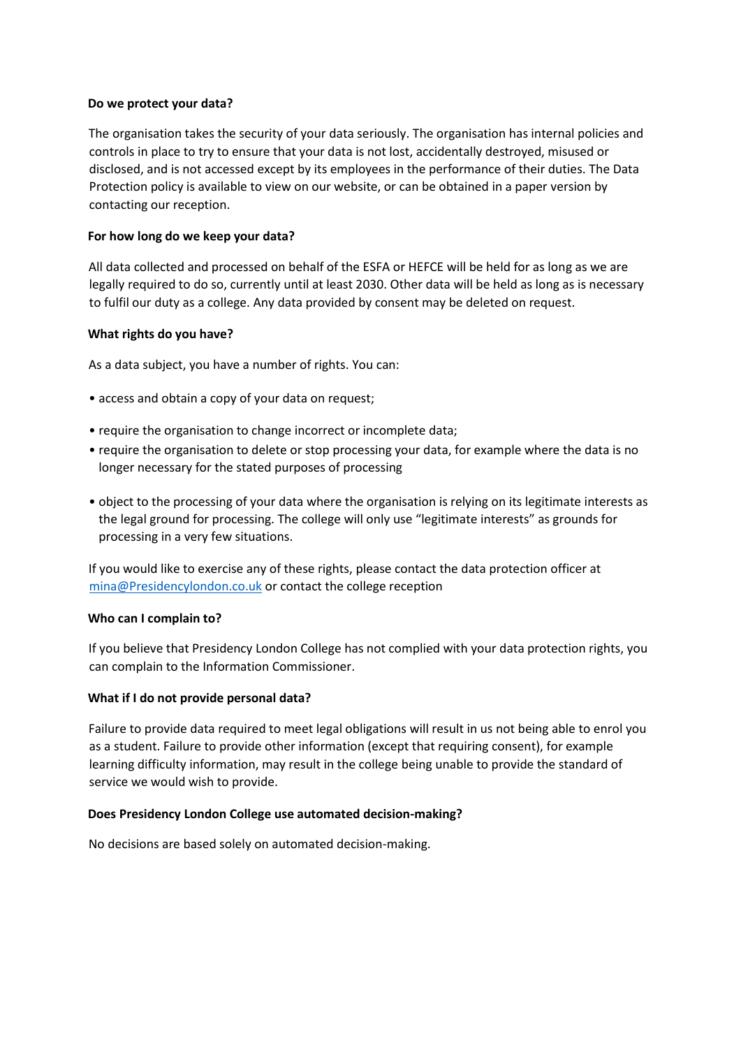**Do we protect your data?**

The organisation takes the security of your data seriously. The organisation has internal policies and controls in place to try to ensure that your data is not lost, accidentally destroyed, misused or disclosed, and is not accessed except by its employees in the performance of their duties. The Data Protection policy is available to view on our website, or can be obtained in a paper version by contacting our reception.

**For how long do we keep your data?**

All data collected and processed on behalf of the ESFA or HEFCE will be held for as long as we are legally required to do so, currently until at least 2030. Other data will be held as long as is necessary to fulfil our duty as a college. Any data provided by consent may be deleted on request.

**What rights do you have?**

As a data subject, you have a number of rights. You can:

- access and obtain a copy of your data on request;
- require the organisation to change incorrect or incomplete data;
- require the organisation to delete or stop processing your data, for example where the data is no longer necessary for the stated purposes of processing
- object to the processing of your data where the organisation is relying on its legitimate interests as the legal ground for processing. The college will only use "legitimate interests" as grounds for processing in a very few situations.

If you would like to exercise any of these rights, please contact the data protection officer at mina@Presidencylondon.co.uk or contact the college reception

**Who can I complain to?**

If you believe that Presidency London College has not complied with your data protection rights, you can complain to the Information Commissioner.

**What if I do not provide personal data?**

Failure to provide data required to meet legal obligations will result in us not being able to enrol you as a student. Failure to provide other information (except that requiring consent), for example learning difficulty information, may result in the college being unable to provide the standard of service we would wish to provide.

**Does Presidency London College use automated decision-making?**

No decisions are based solely on automated decision-making.